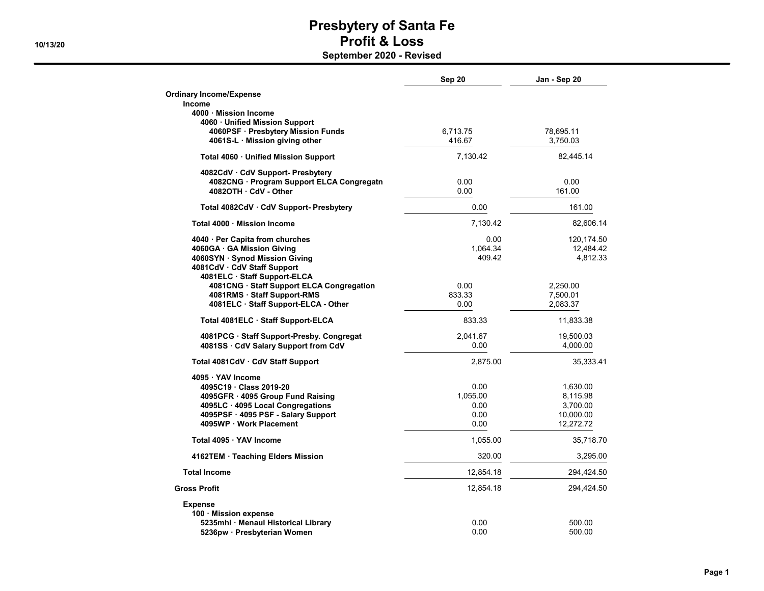# Presbytery of Santa Fe
## Profit & Loss
### September 2020 - Revised

10/13/20

| | Sep 20 | Jan - Sep 20 |
|---|---|---|
| **Ordinary Income/Expense** | | |
| **Income** | | |
| **4000 · Mission Income** | | |
| **4060 · Unified Mission Support** | | |
| **4060PSF · Presbytery Mission Funds** | 6,713.75 | 78,695.11 |
| **4061S-L · Mission giving other** | 416.67 | 3,750.03 |
| **Total 4060 · Unified Mission Support** | 7,130.42 | 82,445.14 |
| **4082CdV · CdV Support- Presbytery** | | |
| **4082CNG · Program Support ELCA Congregatn** | 0.00 | 0.00 |
| **4082OTH · CdV - Other** | 0.00 | 161.00 |
| **Total 4082CdV · CdV Support- Presbytery** | 0.00 | 161.00 |
| **Total 4000 · Mission Income** | 7,130.42 | 82,606.14 |
| **4040 · Per Capita from churches** | 0.00 | 120,174.50 |
| **4060GA · GA Mission Giving** | 1,064.34 | 12,484.42 |
| **4060SYN · Synod Mission Giving** | 409.42 | 4,812.33 |
| **4081CdV · CdV Staff Support** | | |
| **4081ELC · Staff Support-ELCA** | | |
| **4081CNG · Staff Support ELCA Congregation** | 0.00 | 2,250.00 |
| **4081RMS · Staff Support-RMS** | 833.33 | 7,500.01 |
| **4081ELC · Staff Support-ELCA - Other** | 0.00 | 2,083.37 |
| **Total 4081ELC · Staff Support-ELCA** | 833.33 | 11,833.38 |
| **4081PCG · Staff Support-Presby. Congregat** | 2,041.67 | 19,500.03 |
| **4081SS · CdV Salary Support from CdV** | 0.00 | 4,000.00 |
| **Total 4081CdV · CdV Staff Support** | 2,875.00 | 35,333.41 |
| **4095 · YAV Income** | | |
| **4095C19 · Class 2019-20** | 0.00 | 1,630.00 |
| **4095GFR · 4095 Group Fund Raising** | 1,055.00 | 8,115.98 |
| **4095LC · 4095 Local Congregations** | 0.00 | 3,700.00 |
| **4095PSF · 4095 PSF - Salary Support** | 0.00 | 10,000.00 |
| **4095WP · Work Placement** | 0.00 | 12,272.72 |
| **Total 4095 · YAV Income** | 1,055.00 | 35,718.70 |
| **4162TEM · Teaching Elders Mission** | 320.00 | 3,295.00 |
| **Total Income** | 12,854.18 | 294,424.50 |
| **Gross Profit** | 12,854.18 | 294,424.50 |
| **Expense** | | |
| **100 · Mission expense** | | |
| **5235mhl · Menaul Historical Library** | 0.00 | 500.00 |
| **5236pw · Presbyterian Women** | 0.00 | 500.00 |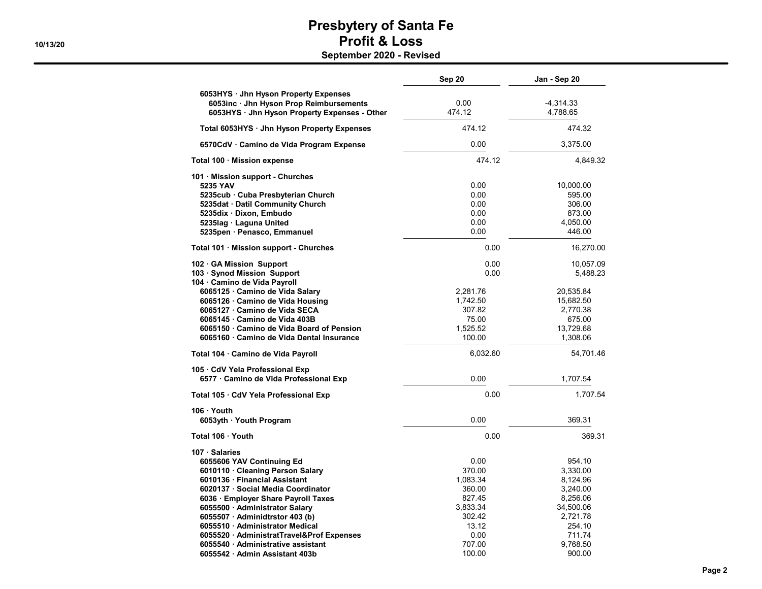# Presbytery of Santa Fe
## Profit & Loss
### September 2020 - Revised

10/13/20

| | Sep 20 | Jan - Sep 20 |
|---|---|---|
| 6053HYS · Jhn Hyson Property Expenses | | |
| 6053inc · Jhn Hyson Prop Reimbursements | 0.00 | -4,314.33 |
| 6053HYS · Jhn Hyson Property Expenses - Other | 474.12 | 4,788.65 |
| Total 6053HYS · Jhn Hyson Property Expenses | 474.12 | 474.32 |
| 6570CdV · Camino de Vida Program Expense | 0.00 | 3,375.00 |
| Total 100 · Mission expense | 474.12 | 4,849.32 |
| 101 · Mission support - Churches | | |
| 5235 YAV | 0.00 | 10,000.00 |
| 5235cub · Cuba Presbyterian Church | 0.00 | 595.00 |
| 5235dat · Datil Community Church | 0.00 | 306.00 |
| 5235dix · Dixon, Embudo | 0.00 | 873.00 |
| 5235lag · Laguna United | 0.00 | 4,050.00 |
| 5235pen · Penasco, Emmanuel | 0.00 | 446.00 |
| Total 101 · Mission support - Churches | 0.00 | 16,270.00 |
| 102 · GA Mission Support | 0.00 | 10,057.09 |
| 103 · Synod Mission Support | 0.00 | 5,488.23 |
| 104 · Camino de Vida Payroll | | |
| 6065125 · Camino de Vida Salary | 2,281.76 | 20,535.84 |
| 6065126 · Camino de Vida Housing | 1,742.50 | 15,682.50 |
| 6065127 · Camino de Vida SECA | 307.82 | 2,770.38 |
| 6065145 · Camino de Vida 403B | 75.00 | 675.00 |
| 6065150 · Camino de Vida Board of Pension | 1,525.52 | 13,729.68 |
| 6065160 · Camino de Vida Dental Insurance | 100.00 | 1,308.06 |
| Total 104 · Camino de Vida Payroll | 6,032.60 | 54,701.46 |
| 105 · CdV Yela Professional Exp | | |
| 6577 · Camino de Vida Professional Exp | 0.00 | 1,707.54 |
| Total 105 · CdV Yela Professional Exp | 0.00 | 1,707.54 |
| 106 · Youth | | |
| 6053yth · Youth Program | 0.00 | 369.31 |
| Total 106 · Youth | 0.00 | 369.31 |
| 107 · Salaries | | |
| 6055606 YAV Continuing Ed | 0.00 | 954.10 |
| 6010110 · Cleaning Person Salary | 370.00 | 3,330.00 |
| 6010136 · Financial Assistant | 1,083.34 | 8,124.96 |
| 6020137 · Social Media Coordinator | 360.00 | 3,240.00 |
| 6036 · Employer Share Payroll Taxes | 827.45 | 8,256.06 |
| 6055500 · Administrator Salary | 3,833.34 | 34,500.06 |
| 6055507 · Adminidtrstor 403 (b) | 302.42 | 2,721.78 |
| 6055510 · Administrator Medical | 13.12 | 254.10 |
| 6055520 · AdministratTravel&Prof Expenses | 0.00 | 711.74 |
| 6055540 · Administrative assistant | 707.00 | 9,768.50 |
| 6055542 · Admin Assistant 403b | 100.00 | 900.00 |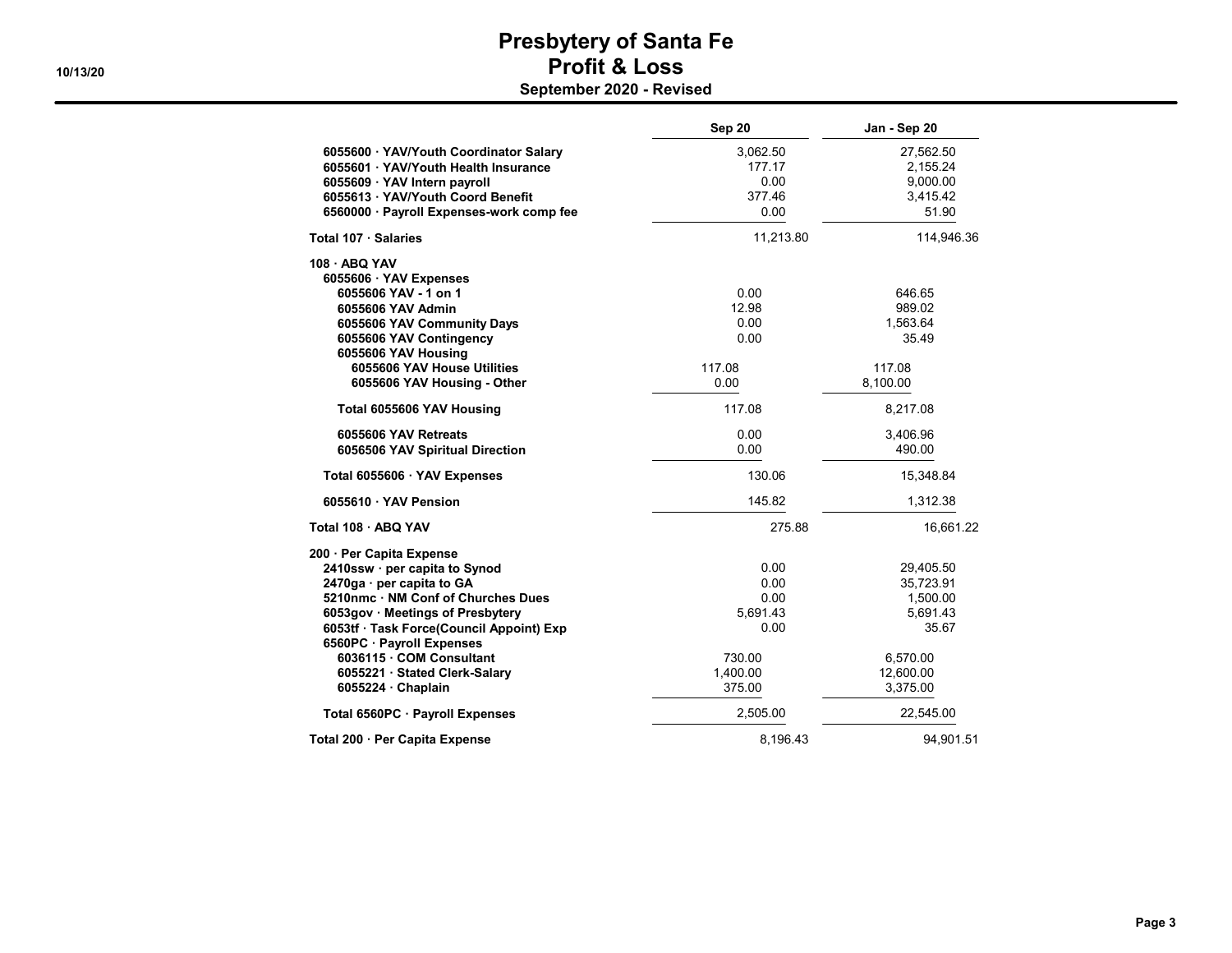# Presbytery of Santa Fe
## Profit & Loss
### September 2020 - Revised

10/13/20

| | Sep 20 | Jan - Sep 20 |
|---|---|---|
| 6055600 · YAV/Youth Coordinator Salary | 3,062.50 | 27,562.50 |
| 6055601 · YAV/Youth Health Insurance | 177.17 | 2,155.24 |
| 6055609 · YAV Intern payroll | 0.00 | 9,000.00 |
| 6055613 · YAV/Youth Coord Benefit | 377.46 | 3,415.42 |
| 6560000 · Payroll Expenses-work comp fee | 0.00 | 51.90 |
| **Total 107 · Salaries** | 11,213.80 | 114,946.36 |
| **108 · ABQ YAV** | | |
| **6055606 · YAV Expenses** | | |
| 6055606 YAV - 1 on 1 | 0.00 | 646.65 |
| 6055606 YAV Admin | 12.98 | 989.02 |
| 6055606 YAV Community Days | 0.00 | 1,563.64 |
| 6055606 YAV Contingency | 0.00 | 35.49 |
| **6055606 YAV Housing** | | |
| 6055606 YAV House Utilities | 117.08 | 117.08 |
| 6055606 YAV Housing - Other | 0.00 | 8,100.00 |
| **Total 6055606 YAV Housing** | 117.08 | 8,217.08 |
| 6055606 YAV Retreats | 0.00 | 3,406.96 |
| 6056506 YAV Spiritual Direction | 0.00 | 490.00 |
| **Total 6055606 · YAV Expenses** | 130.06 | 15,348.84 |
| 6055610 · YAV Pension | 145.82 | 1,312.38 |
| **Total 108 · ABQ YAV** | 275.88 | 16,661.22 |
| **200 · Per Capita Expense** | | |
| 2410ssw · per capita to Synod | 0.00 | 29,405.50 |
| 2470ga · per capita to GA | 0.00 | 35,723.91 |
| 5210nmc · NM Conf of Churches Dues | 0.00 | 1,500.00 |
| 6053gov · Meetings of Presbytery | 5,691.43 | 5,691.43 |
| 6053tf · Task Force(Council Appoint) Exp | 0.00 | 35.67 |
| **6560PC · Payroll Expenses** | | |
| 6036115 · COM Consultant | 730.00 | 6,570.00 |
| 6055221 · Stated Clerk-Salary | 1,400.00 | 12,600.00 |
| 6055224 · Chaplain | 375.00 | 3,375.00 |
| **Total 6560PC · Payroll Expenses** | 2,505.00 | 22,545.00 |
| **Total 200 · Per Capita Expense** | 8,196.43 | 94,901.51 |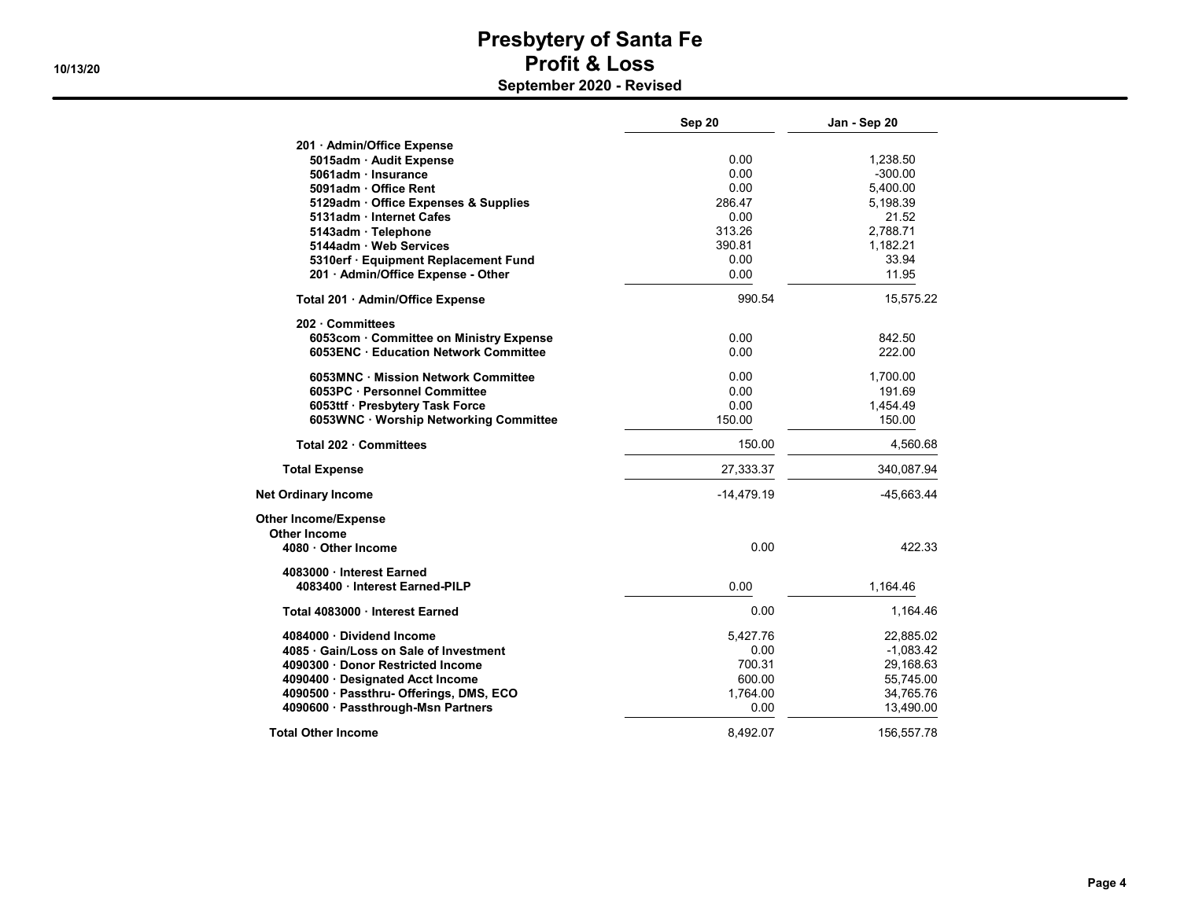# Presbytery of Santa Fe
## Profit & Loss
### September 2020 - Revised

10/13/20

| | Sep 20 | Jan - Sep 20 |
|---|---|---|
| **201 · Admin/Office Expense** | | |
| **5015adm · Audit Expense** | 0.00 | 1,238.50 |
| **5061adm · Insurance** | 0.00 | -300.00 |
| **5091adm · Office Rent** | 0.00 | 5,400.00 |
| **5129adm · Office Expenses & Supplies** | 286.47 | 5,198.39 |
| **5131adm · Internet Cafes** | 0.00 | 21.52 |
| **5143adm · Telephone** | 313.26 | 2,788.71 |
| **5144adm · Web Services** | 390.81 | 1,182.21 |
| **5310erf · Equipment Replacement Fund** | 0.00 | 33.94 |
| **201 · Admin/Office Expense - Other** | 0.00 | 11.95 |
| **Total 201 · Admin/Office Expense** | 990.54 | 15,575.22 |
| **202 · Committees** | | |
| **6053com · Committee on Ministry Expense** | 0.00 | 842.50 |
| **6053ENC · Education Network Committee** | 0.00 | 222.00 |
| **6053MNC · Mission Network Committee** | 0.00 | 1,700.00 |
| **6053PC · Personnel Committee** | 0.00 | 191.69 |
| **6053ttf · Presbytery Task Force** | 0.00 | 1,454.49 |
| **6053WNC · Worship Networking Committee** | 150.00 | 150.00 |
| **Total 202 · Committees** | 150.00 | 4,560.68 |
| **Total Expense** | 27,333.37 | 340,087.94 |
| **Net Ordinary Income** | -14,479.19 | -45,663.44 |
| **Other Income/Expense** | | |
| **Other Income** | | |
| **4080 · Other Income** | 0.00 | 422.33 |
| **4083000 · Interest Earned** | | |
| **4083400 · Interest Earned-PILP** | 0.00 | 1,164.46 |
| **Total 4083000 · Interest Earned** | 0.00 | 1,164.46 |
| **4084000 · Dividend Income** | 5,427.76 | 22,885.02 |
| **4085 · Gain/Loss on Sale of Investment** | 0.00 | -1,083.42 |
| **4090300 · Donor Restricted Income** | 700.31 | 29,168.63 |
| **4090400 · Designated Acct Income** | 600.00 | 55,745.00 |
| **4090500 · Passthru- Offerings, DMS, ECO** | 1,764.00 | 34,765.76 |
| **4090600 · Passthrough-Msn Partners** | 0.00 | 13,490.00 |
| **Total Other Income** | 8,492.07 | 156,557.78 |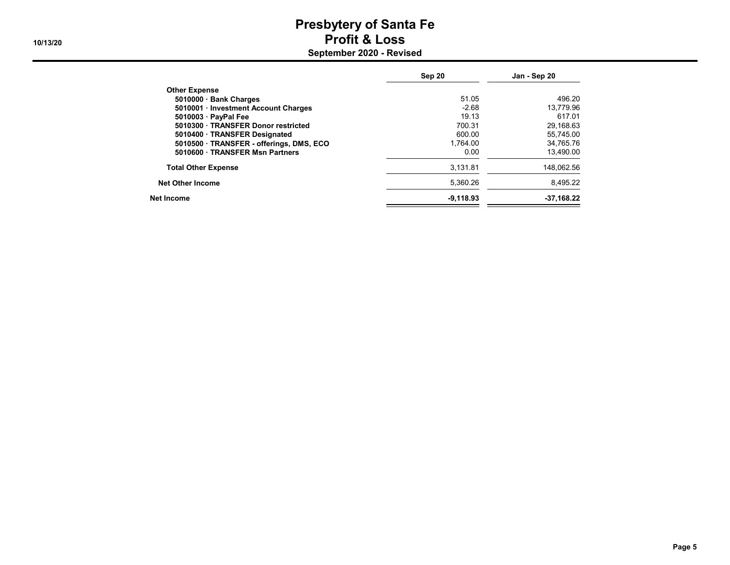# Presbytery of Santa Fe
## Profit & Loss
### September 2020 - Revised

10/13/20

| | Sep 20 | Jan - Sep 20 |
|---|---|---|
| **Other Expense** | | |
| **5010000 · Bank Charges** | 51.05 | 496.20 |
| **5010001 · Investment Account Charges** | -2.68 | 13,779.96 |
| **5010003 · PayPal Fee** | 19.13 | 617.01 |
| **5010300 · TRANSFER Donor restricted** | 700.31 | 29,168.63 |
| **5010400 · TRANSFER Designated** | 600.00 | 55,745.00 |
| **5010500 · TRANSFER - offerings, DMS, ECO** | 1,764.00 | 34,765.76 |
| **5010600 · TRANSFER Msn Partners** | 0.00 | 13,490.00 |
| **Total Other Expense** | 3,131.81 | 148,062.56 |
| **Net Other Income** | 5,360.26 | 8,495.22 |
| **Net Income** | **-9,118.93** | **-37,168.22** |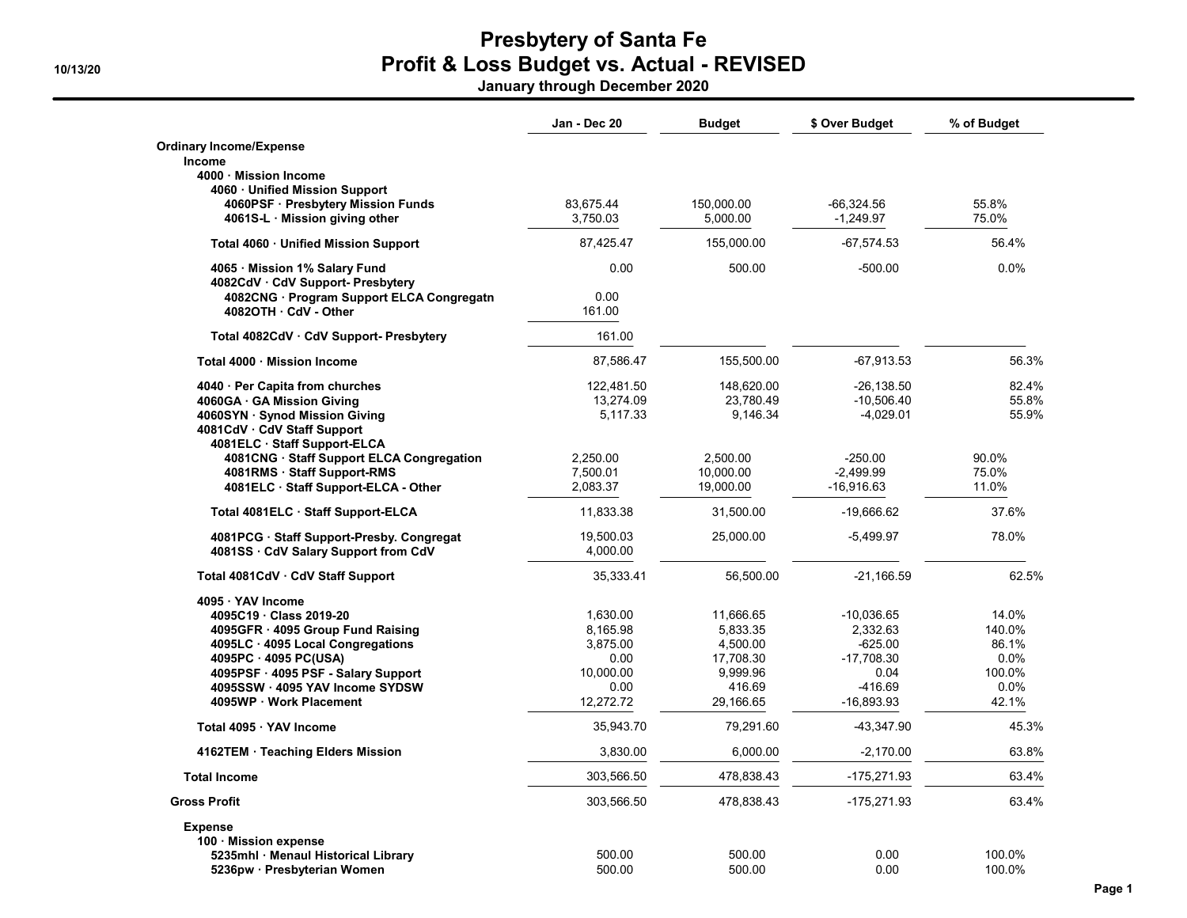# Presbytery of Santa Fe
## Profit & Loss Budget vs. Actual - REVISED
### January through December 2020

10/13/20

| | Jan - Dec 20 | Budget | $ Over Budget | % of Budget |
|---|---|---|---|---|
| **Ordinary Income/Expense** | | | | |
| **Income** | | | | |
| **4000 · Mission Income** | | | | |
| **4060 · Unified Mission Support** | | | | |
| **4060PSF · Presbytery Mission Funds** | 83,675.44 | 150,000.00 | -66,324.56 | 55.8% |
| **4061S-L · Mission giving other** | 3,750.03 | 5,000.00 | -1,249.97 | 75.0% |
| **Total 4060 · Unified Mission Support** | 87,425.47 | 155,000.00 | -67,574.53 | 56.4% |
| **4065 · Mission 1% Salary Fund** | 0.00 | 500.00 | -500.00 | 0.0% |
| **4082CdV · CdV Support- Presbytery** | | | | |
| **4082CNG · Program Support ELCA Congregatn** | 0.00 | | | |
| **4082OTH · CdV - Other** | 161.00 | | | |
| **Total 4082CdV · CdV Support- Presbytery** | 161.00 | | | |
| **Total 4000 · Mission Income** | 87,586.47 | 155,500.00 | -67,913.53 | 56.3% |
| **4040 · Per Capita from churches** | 122,481.50 | 148,620.00 | -26,138.50 | 82.4% |
| **4060GA · GA Mission Giving** | 13,274.09 | 23,780.49 | -10,506.40 | 55.8% |
| **4060SYN · Synod Mission Giving** | 5,117.33 | 9,146.34 | -4,029.01 | 55.9% |
| **4081CdV · CdV Staff Support** | | | | |
| **4081ELC · Staff Support-ELCA** | | | | |
| **4081CNG · Staff Support ELCA Congregation** | 2,250.00 | 2,500.00 | -250.00 | 90.0% |
| **4081RMS · Staff Support-RMS** | 7,500.01 | 10,000.00 | -2,499.99 | 75.0% |
| **4081ELC · Staff Support-ELCA - Other** | 2,083.37 | 19,000.00 | -16,916.63 | 11.0% |
| **Total 4081ELC · Staff Support-ELCA** | 11,833.38 | 31,500.00 | -19,666.62 | 37.6% |
| **4081PCG · Staff Support-Presby. Congregat** | 19,500.03 | 25,000.00 | -5,499.97 | 78.0% |
| **4081SS · CdV Salary Support from CdV** | 4,000.00 | | | |
| **Total 4081CdV · CdV Staff Support** | 35,333.41 | 56,500.00 | -21,166.59 | 62.5% |
| **4095 · YAV Income** | | | | |
| **4095C19 · Class 2019-20** | 1,630.00 | 11,666.65 | -10,036.65 | 14.0% |
| **4095GFR · 4095 Group Fund Raising** | 8,165.98 | 5,833.35 | 2,332.63 | 140.0% |
| **4095LC · 4095 Local Congregations** | 3,875.00 | 4,500.00 | -625.00 | 86.1% |
| **4095PC · 4095 PC(USA)** | 0.00 | 17,708.30 | -17,708.30 | 0.0% |
| **4095PSF · 4095 PSF - Salary Support** | 10,000.00 | 9,999.96 | 0.04 | 100.0% |
| **4095SSW · 4095 YAV Income SYDSW** | 0.00 | 416.69 | -416.69 | 0.0% |
| **4095WP · Work Placement** | 12,272.72 | 29,166.65 | -16,893.93 | 42.1% |
| **Total 4095 · YAV Income** | 35,943.70 | 79,291.60 | -43,347.90 | 45.3% |
| **4162TEM · Teaching Elders Mission** | 3,830.00 | 6,000.00 | -2,170.00 | 63.8% |
| **Total Income** | 303,566.50 | 478,838.43 | -175,271.93 | 63.4% |
| **Gross Profit** | 303,566.50 | 478,838.43 | -175,271.93 | 63.4% |
| **Expense** | | | | |
| **100 · Mission expense** | | | | |
| **5235mhl · Menaul Historical Library** | 500.00 | 500.00 | 0.00 | 100.0% |
| **5236pw · Presbyterian Women** | 500.00 | 500.00 | 0.00 | 100.0% |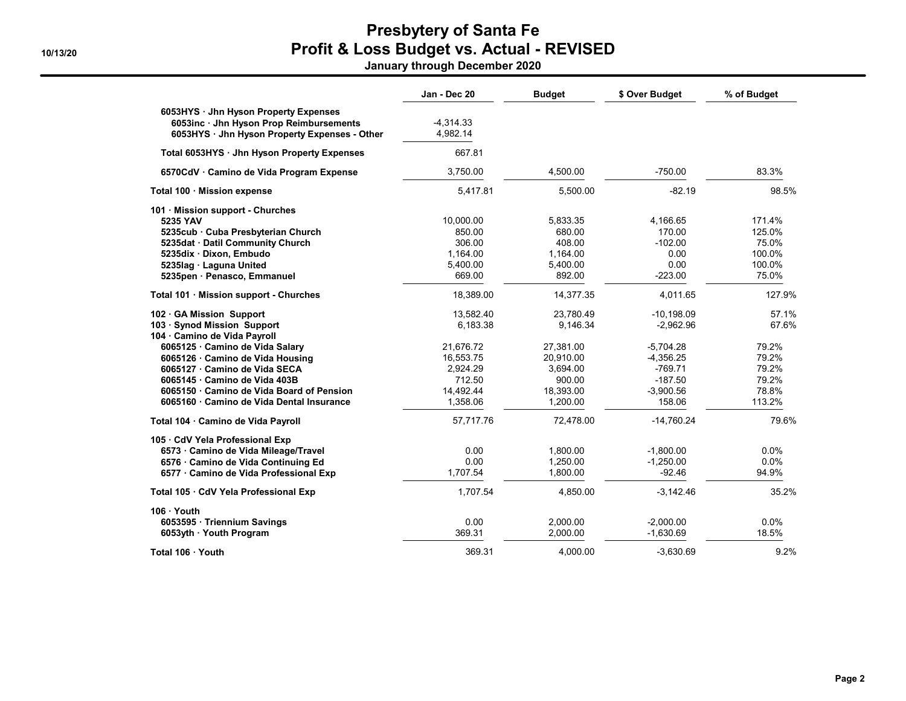# Presbytery of Santa Fe
## Profit & Loss Budget vs. Actual - REVISED
### January through December 2020

10/13/20

| | Jan - Dec 20 | Budget | $ Over Budget | % of Budget |
|---|---|---|---|---|
| 6053HYS · Jhn Hyson Property Expenses | | | | |
| 6053inc · Jhn Hyson Prop Reimbursements | -4,314.33 | | | |
| 6053HYS · Jhn Hyson Property Expenses - Other | 4,982.14 | | | |
| **Total 6053HYS · Jhn Hyson Property Expenses** | 667.81 | | | |
| 6570CdV · Camino de Vida Program Expense | 3,750.00 | 4,500.00 | -750.00 | 83.3% |
| **Total 100 · Mission expense** | 5,417.81 | 5,500.00 | -82.19 | 98.5% |
| 101 · Mission support - Churches | | | | |
| 5235 YAV | 10,000.00 | 5,833.35 | 4,166.65 | 171.4% |
| 5235cub · Cuba Presbyterian Church | 850.00 | 680.00 | 170.00 | 125.0% |
| 5235dat · Datil Community Church | 306.00 | 408.00 | -102.00 | 75.0% |
| 5235dix · Dixon, Embudo | 1,164.00 | 1,164.00 | 0.00 | 100.0% |
| 5235lag · Laguna United | 5,400.00 | 5,400.00 | 0.00 | 100.0% |
| 5235pen · Penasco, Emmanuel | 669.00 | 892.00 | -223.00 | 75.0% |
| **Total 101 · Mission support - Churches** | 18,389.00 | 14,377.35 | 4,011.65 | 127.9% |
| 102 · GA Mission Support | 13,582.40 | 23,780.49 | -10,198.09 | 57.1% |
| 103 · Synod Mission Support | 6,183.38 | 9,146.34 | -2,962.96 | 67.6% |
| 104 · Camino de Vida Payroll | | | | |
| 6065125 · Camino de Vida Salary | 21,676.72 | 27,381.00 | -5,704.28 | 79.2% |
| 6065126 · Camino de Vida Housing | 16,553.75 | 20,910.00 | -4,356.25 | 79.2% |
| 6065127 · Camino de Vida SECA | 2,924.29 | 3,694.00 | -769.71 | 79.2% |
| 6065145 · Camino de Vida 403B | 712.50 | 900.00 | -187.50 | 79.2% |
| 6065150 · Camino de Vida Board of Pension | 14,492.44 | 18,393.00 | -3,900.56 | 78.8% |
| 6065160 · Camino de Vida Dental Insurance | 1,358.06 | 1,200.00 | 158.06 | 113.2% |
| **Total 104 · Camino de Vida Payroll** | 57,717.76 | 72,478.00 | -14,760.24 | 79.6% |
| 105 · CdV Yela Professional Exp | | | | |
| 6573 · Camino de Vida Mileage/Travel | 0.00 | 1,800.00 | -1,800.00 | 0.0% |
| 6576 · Camino de Vida Continuing Ed | 0.00 | 1,250.00 | -1,250.00 | 0.0% |
| 6577 · Camino de Vida Professional Exp | 1,707.54 | 1,800.00 | -92.46 | 94.9% |
| **Total 105 · CdV Yela Professional Exp** | 1,707.54 | 4,850.00 | -3,142.46 | 35.2% |
| 106 · Youth | | | | |
| 6053595 · Triennium Savings | 0.00 | 2,000.00 | -2,000.00 | 0.0% |
| 6053yth · Youth Program | 369.31 | 2,000.00 | -1,630.69 | 18.5% |
| **Total 106 · Youth** | 369.31 | 4,000.00 | -3,630.69 | 9.2% |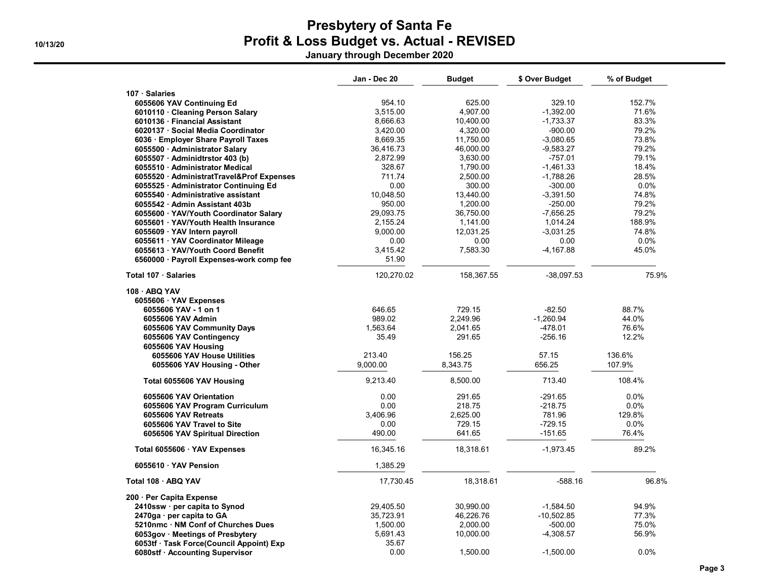# Presbytery of Santa Fe
## Profit & Loss Budget vs. Actual - REVISED
### January through December 2020

10/13/20

| | Jan - Dec 20 | Budget | $ Over Budget | % of Budget |
|---|---|---|---|---|
| **107 · Salaries** | | | | |
| **6055606 YAV Continuing Ed** | 954.10 | 625.00 | 329.10 | 152.7% |
| **6010110 · Cleaning Person Salary** | 3,515.00 | 4,907.00 | -1,392.00 | 71.6% |
| **6010136 · Financial Assistant** | 8,666.63 | 10,400.00 | -1,733.37 | 83.3% |
| **6020137 · Social Media Coordinator** | 3,420.00 | 4,320.00 | -900.00 | 79.2% |
| **6036 · Employer Share Payroll Taxes** | 8,669.35 | 11,750.00 | -3,080.65 | 73.8% |
| **6055500 · Administrator Salary** | 36,416.73 | 46,000.00 | -9,583.27 | 79.2% |
| **6055507 · Adminidtrstor 403 (b)** | 2,872.99 | 3,630.00 | -757.01 | 79.1% |
| **6055510 · Administrator Medical** | 328.67 | 1,790.00 | -1,461.33 | 18.4% |
| **6055520 · AdministratTravel&Prof Expenses** | 711.74 | 2,500.00 | -1,788.26 | 28.5% |
| **6055525 · Administrator Continuing Ed** | 0.00 | 300.00 | -300.00 | 0.0% |
| **6055540 · Administrative assistant** | 10,048.50 | 13,440.00 | -3,391.50 | 74.8% |
| **6055542 · Admin Assistant 403b** | 950.00 | 1,200.00 | -250.00 | 79.2% |
| **6055600 · YAV/Youth Coordinator Salary** | 29,093.75 | 36,750.00 | -7,656.25 | 79.2% |
| **6055601 · YAV/Youth Health Insurance** | 2,155.24 | 1,141.00 | 1,014.24 | 188.9% |
| **6055609 · YAV Intern payroll** | 9,000.00 | 12,031.25 | -3,031.25 | 74.8% |
| **6055611 · YAV Coordinator Mileage** | 0.00 | 0.00 | 0.00 | 0.0% |
| **6055613 · YAV/Youth Coord Benefit** | 3,415.42 | 7,583.30 | -4,167.88 | 45.0% |
| **6560000 · Payroll Expenses-work comp fee** | 51.90 | | | |
| **Total 107 · Salaries** | 120,270.02 | 158,367.55 | -38,097.53 | 75.9% |
| **108 · ABQ YAV** | | | | |
| **6055606 · YAV Expenses** | | | | |
| **6055606 YAV - 1 on 1** | 646.65 | 729.15 | -82.50 | 88.7% |
| **6055606 YAV Admin** | 989.02 | 2,249.96 | -1,260.94 | 44.0% |
| **6055606 YAV Community Days** | 1,563.64 | 2,041.65 | -478.01 | 76.6% |
| **6055606 YAV Contingency** | 35.49 | 291.65 | -256.16 | 12.2% |
| **6055606 YAV Housing** | | | | |
| **6055606 YAV House Utilities** | 213.40 | 156.25 | 57.15 | 136.6% |
| **6055606 YAV Housing - Other** | 9,000.00 | 8,343.75 | 656.25 | 107.9% |
| **Total 6055606 YAV Housing** | 9,213.40 | 8,500.00 | 713.40 | 108.4% |
| **6055606 YAV Orientation** | 0.00 | 291.65 | -291.65 | 0.0% |
| **6055606 YAV Program Curriculum** | 0.00 | 218.75 | -218.75 | 0.0% |
| **6055606 YAV Retreats** | 3,406.96 | 2,625.00 | 781.96 | 129.8% |
| **6055606 YAV Travel to Site** | 0.00 | 729.15 | -729.15 | 0.0% |
| **6056506 YAV Spiritual Direction** | 490.00 | 641.65 | -151.65 | 76.4% |
| **Total 6055606 · YAV Expenses** | 16,345.16 | 18,318.61 | -1,973.45 | 89.2% |
| **6055610 · YAV Pension** | 1,385.29 | | | |
| **Total 108 · ABQ YAV** | 17,730.45 | 18,318.61 | -588.16 | 96.8% |
| **200 · Per Capita Expense** | | | | |
| **2410ssw · per capita to Synod** | 29,405.50 | 30,990.00 | -1,584.50 | 94.9% |
| **2470ga · per capita to GA** | 35,723.91 | 46,226.76 | -10,502.85 | 77.3% |
| **5210nmc · NM Conf of Churches Dues** | 1,500.00 | 2,000.00 | -500.00 | 75.0% |
| **6053gov · Meetings of Presbytery** | 5,691.43 | 10,000.00 | -4,308.57 | 56.9% |
| **6053tf · Task Force(Council Appoint) Exp** | 35.67 | | | |
| **6080stf · Accounting Supervisor** | 0.00 | 1,500.00 | -1,500.00 | 0.0% |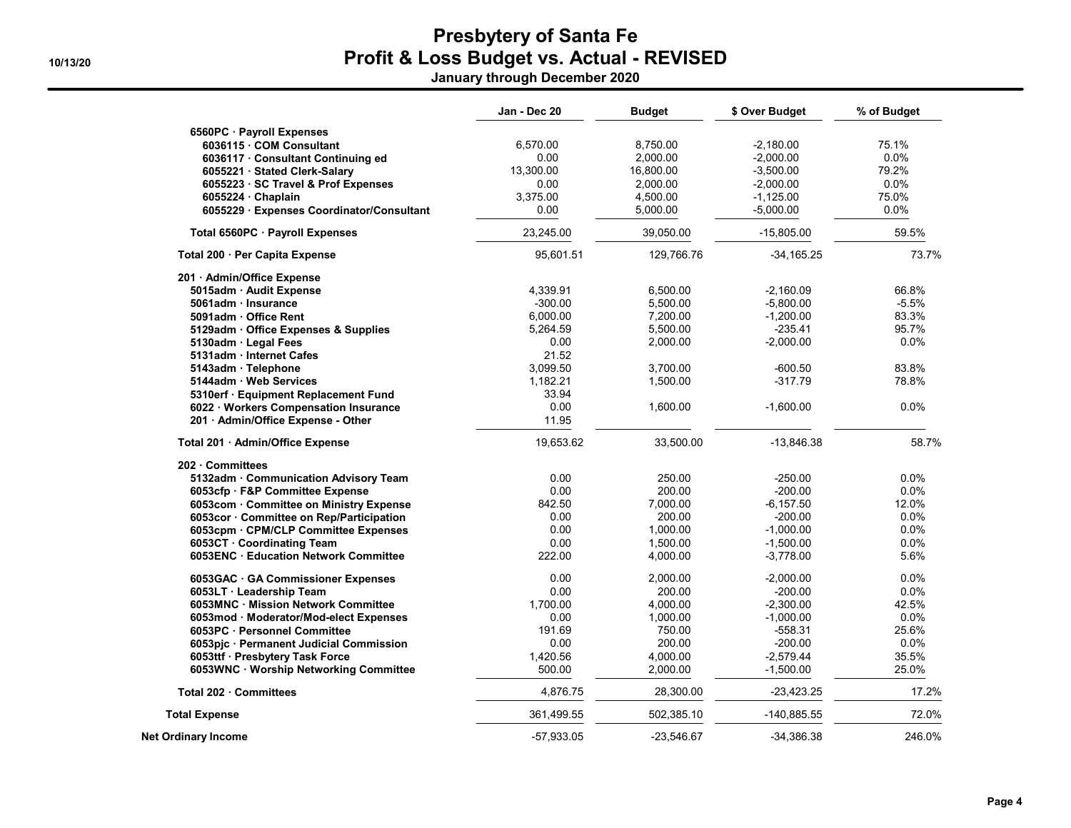# Presbytery of Santa Fe
## Profit & Loss Budget vs. Actual - REVISED
### January through December 2020

10/13/20

| | Jan - Dec 20 | Budget | $ Over Budget | % of Budget |
|---|---|---|---|---|
| **6560PC · Payroll Expenses** | | | | |
| **6036115 · COM Consultant** | 6,570.00 | 8,750.00 | -2,180.00 | 75.1% |
| **6036117 · Consultant Continuing ed** | 0.00 | 2,000.00 | -2,000.00 | 0.0% |
| **6055221 · Stated Clerk-Salary** | 13,300.00 | 16,800.00 | -3,500.00 | 79.2% |
| **6055223 · SC Travel & Prof Expenses** | 0.00 | 2,000.00 | -2,000.00 | 0.0% |
| **6055224 · Chaplain** | 3,375.00 | 4,500.00 | -1,125.00 | 75.0% |
| **6055229 · Expenses Coordinator/Consultant** | 0.00 | 5,000.00 | -5,000.00 | 0.0% |
| **Total 6560PC · Payroll Expenses** | 23,245.00 | 39,050.00 | -15,805.00 | 59.5% |
| **Total 200 · Per Capita Expense** | 95,601.51 | 129,766.76 | -34,165.25 | 73.7% |
| **201 · Admin/Office Expense** | | | | |
| **5015adm · Audit Expense** | 4,339.91 | 6,500.00 | -2,160.09 | 66.8% |
| **5061adm · Insurance** | -300.00 | 5,500.00 | -5,800.00 | -5.5% |
| **5091adm · Office Rent** | 6,000.00 | 7,200.00 | -1,200.00 | 83.3% |
| **5129adm · Office Expenses & Supplies** | 5,264.59 | 5,500.00 | -235.41 | 95.7% |
| **5130adm · Legal Fees** | 0.00 | 2,000.00 | -2,000.00 | 0.0% |
| **5131adm · Internet Cafes** | 21.52 | | | |
| **5143adm · Telephone** | 3,099.50 | 3,700.00 | -600.50 | 83.8% |
| **5144adm · Web Services** | 1,182.21 | 1,500.00 | -317.79 | 78.8% |
| **5310erf · Equipment Replacement Fund** | 33.94 | | | |
| **6022 · Workers Compensation Insurance** | 0.00 | 1,600.00 | -1,600.00 | 0.0% |
| **201 · Admin/Office Expense - Other** | 11.95 | | | |
| **Total 201 · Admin/Office Expense** | 19,653.62 | 33,500.00 | -13,846.38 | 58.7% |
| **202 · Committees** | | | | |
| **5132adm · Communication Advisory Team** | 0.00 | 250.00 | -250.00 | 0.0% |
| **6053cfp · F&P Committee Expense** | 0.00 | 200.00 | -200.00 | 0.0% |
| **6053com · Committee on Ministry Expense** | 842.50 | 7,000.00 | -6,157.50 | 12.0% |
| **6053cor · Committee on Rep/Participation** | 0.00 | 200.00 | -200.00 | 0.0% |
| **6053cpm · CPM/CLP Committee Expenses** | 0.00 | 1,000.00 | -1,000.00 | 0.0% |
| **6053CT · Coordinating Team** | 0.00 | 1,500.00 | -1,500.00 | 0.0% |
| **6053ENC · Education Network Committee** | 222.00 | 4,000.00 | -3,778.00 | 5.6% |
| **6053GAC · GA Commissioner Expenses** | 0.00 | 2,000.00 | -2,000.00 | 0.0% |
| **6053LT · Leadership Team** | 0.00 | 200.00 | -200.00 | 0.0% |
| **6053MNC · Mission Network Committee** | 1,700.00 | 4,000.00 | -2,300.00 | 42.5% |
| **6053mod · Moderator/Mod-elect Expenses** | 0.00 | 1,000.00 | -1,000.00 | 0.0% |
| **6053PC · Personnel Committee** | 191.69 | 750.00 | -558.31 | 25.6% |
| **6053pjc · Permanent Judicial Commission** | 0.00 | 200.00 | -200.00 | 0.0% |
| **6053ttf · Presbytery Task Force** | 1,420.56 | 4,000.00 | -2,579.44 | 35.5% |
| **6053WNC · Worship Networking Committee** | 500.00 | 2,000.00 | -1,500.00 | 25.0% |
| **Total 202 · Committees** | 4,876.75 | 28,300.00 | -23,423.25 | 17.2% |
| **Total Expense** | 361,499.55 | 502,385.10 | -140,885.55 | 72.0% |
| **Net Ordinary Income** | -57,933.05 | -23,546.67 | -34,386.38 | 246.0% |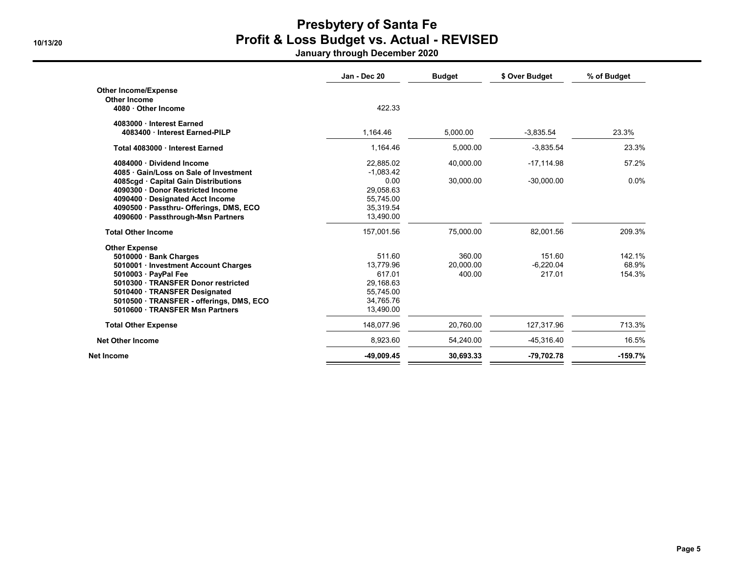# Presbytery of Santa Fe
## Profit & Loss Budget vs. Actual - REVISED
### January through December 2020

10/13/20

| | Jan - Dec 20 | Budget | $ Over Budget | % of Budget |
|---|---|---|---|---|
| **Other Income/Expense** | | | | |
| **Other Income** | | | | |
| **4080 · Other Income** | 422.33 | | | |
| **4083000 · Interest Earned** | | | | |
| **4083400 · Interest Earned-PILP** | 1,164.46 | 5,000.00 | -3,835.54 | 23.3% |
| **Total 4083000 · Interest Earned** | 1,164.46 | 5,000.00 | -3,835.54 | 23.3% |
| **4084000 · Dividend Income** | 22,885.02 | 40,000.00 | -17,114.98 | 57.2% |
| **4085 · Gain/Loss on Sale of Investment** | -1,083.42 | | | |
| **4085cgd · Capital Gain Distributions** | 0.00 | 30,000.00 | -30,000.00 | 0.0% |
| **4090300 · Donor Restricted Income** | 29,058.63 | | | |
| **4090400 · Designated Acct Income** | 55,745.00 | | | |
| **4090500 · Passthru- Offerings, DMS, ECO** | 35,319.54 | | | |
| **4090600 · Passthrough-Msn Partners** | 13,490.00 | | | |
| **Total Other Income** | 157,001.56 | 75,000.00 | 82,001.56 | 209.3% |
| **Other Expense** | | | | |
| **5010000 · Bank Charges** | 511.60 | 360.00 | 151.60 | 142.1% |
| **5010001 · Investment Account Charges** | 13,779.96 | 20,000.00 | -6,220.04 | 68.9% |
| **5010003 · PayPal Fee** | 617.01 | 400.00 | 217.01 | 154.3% |
| **5010300 · TRANSFER Donor restricted** | 29,168.63 | | | |
| **5010400 · TRANSFER Designated** | 55,745.00 | | | |
| **5010500 · TRANSFER - offerings, DMS, ECO** | 34,765.76 | | | |
| **5010600 · TRANSFER Msn Partners** | 13,490.00 | | | |
| **Total Other Expense** | 148,077.96 | 20,760.00 | 127,317.96 | 713.3% |
| **Net Other Income** | 8,923.60 | 54,240.00 | -45,316.40 | 16.5% |
| **Net Income** | **-49,009.45** | **30,693.33** | **-79,702.78** | **-159.7%** |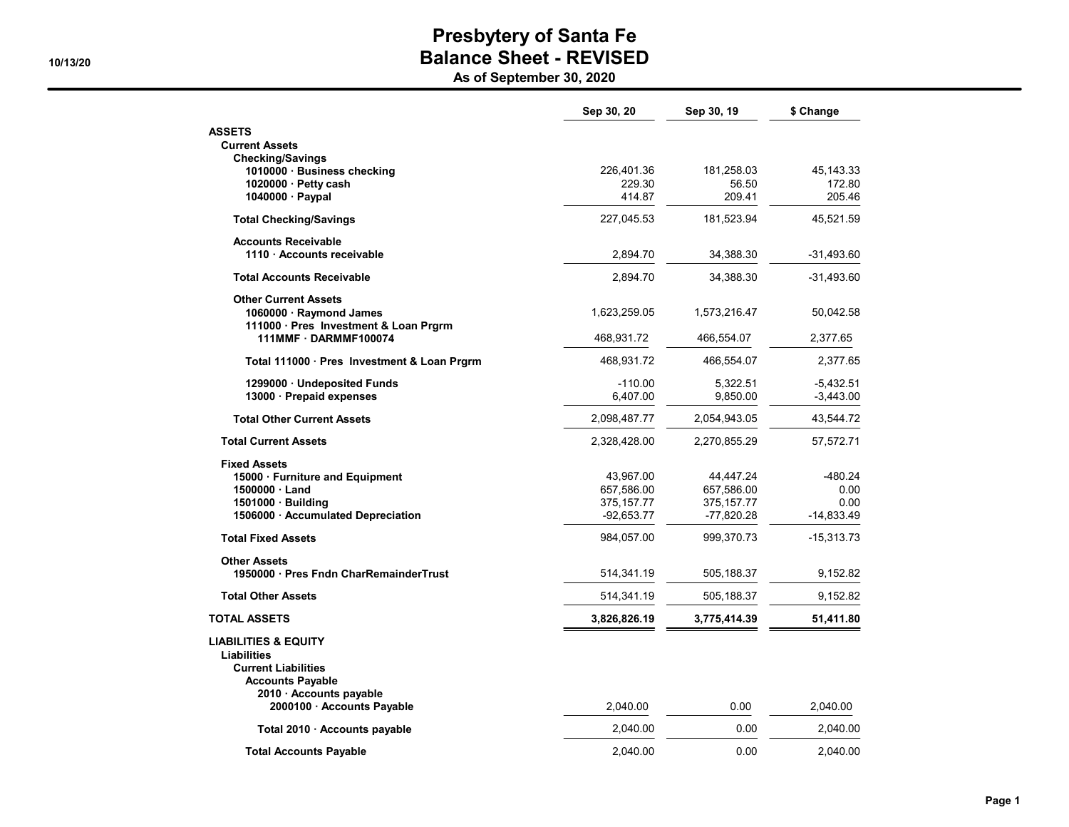# Presbytery of Santa Fe
## Balance Sheet - REVISED
### As of September 30, 2020

10/13/20

| | Sep 30, 20 | Sep 30, 19 | $ Change |
|---|---|---|---|
| **ASSETS** | | | |
| **Current Assets** | | | |
| **Checking/Savings** | | | |
| **1010000 · Business checking** | 226,401.36 | 181,258.03 | 45,143.33 |
| **1020000 · Petty cash** | 229.30 | 56.50 | 172.80 |
| **1040000 · Paypal** | 414.87 | 209.41 | 205.46 |
| **Total Checking/Savings** | 227,045.53 | 181,523.94 | 45,521.59 |
| **Accounts Receivable** | | | |
| **1110 · Accounts receivable** | 2,894.70 | 34,388.30 | -31,493.60 |
| **Total Accounts Receivable** | 2,894.70 | 34,388.30 | -31,493.60 |
| **Other Current Assets** | | | |
| **1060000 · Raymond James** | 1,623,259.05 | 1,573,216.47 | 50,042.58 |
| **111000 · Pres Investment & Loan Prgrm** | | | |
| **111MMF · DARMMF100074** | 468,931.72 | 466,554.07 | 2,377.65 |
| **Total 111000 · Pres Investment & Loan Prgrm** | 468,931.72 | 466,554.07 | 2,377.65 |
| **1299000 · Undeposited Funds** | -110.00 | 5,322.51 | -5,432.51 |
| **13000 · Prepaid expenses** | 6,407.00 | 9,850.00 | -3,443.00 |
| **Total Other Current Assets** | 2,098,487.77 | 2,054,943.05 | 43,544.72 |
| **Total Current Assets** | 2,328,428.00 | 2,270,855.29 | 57,572.71 |
| **Fixed Assets** | | | |
| **15000 · Furniture and Equipment** | 43,967.00 | 44,447.24 | -480.24 |
| **1500000 · Land** | 657,586.00 | 657,586.00 | 0.00 |
| **1501000 · Building** | 375,157.77 | 375,157.77 | 0.00 |
| **1506000 · Accumulated Depreciation** | -92,653.77 | -77,820.28 | -14,833.49 |
| **Total Fixed Assets** | 984,057.00 | 999,370.73 | -15,313.73 |
| **Other Assets** | | | |
| **1950000 · Pres Fndn CharRemainderTrust** | 514,341.19 | 505,188.37 | 9,152.82 |
| **Total Other Assets** | 514,341.19 | 505,188.37 | 9,152.82 |
| **TOTAL ASSETS** | **3,826,826.19** | **3,775,414.39** | **51,411.80** |
| **LIABILITIES & EQUITY** | | | |
| **Liabilities** | | | |
| **Current Liabilities** | | | |
| **Accounts Payable** | | | |
| **2010 · Accounts payable** | | | |
| **2000100 · Accounts Payable** | 2,040.00 | 0.00 | 2,040.00 |
| **Total 2010 · Accounts payable** | 2,040.00 | 0.00 | 2,040.00 |
| **Total Accounts Payable** | 2,040.00 | 0.00 | 2,040.00 |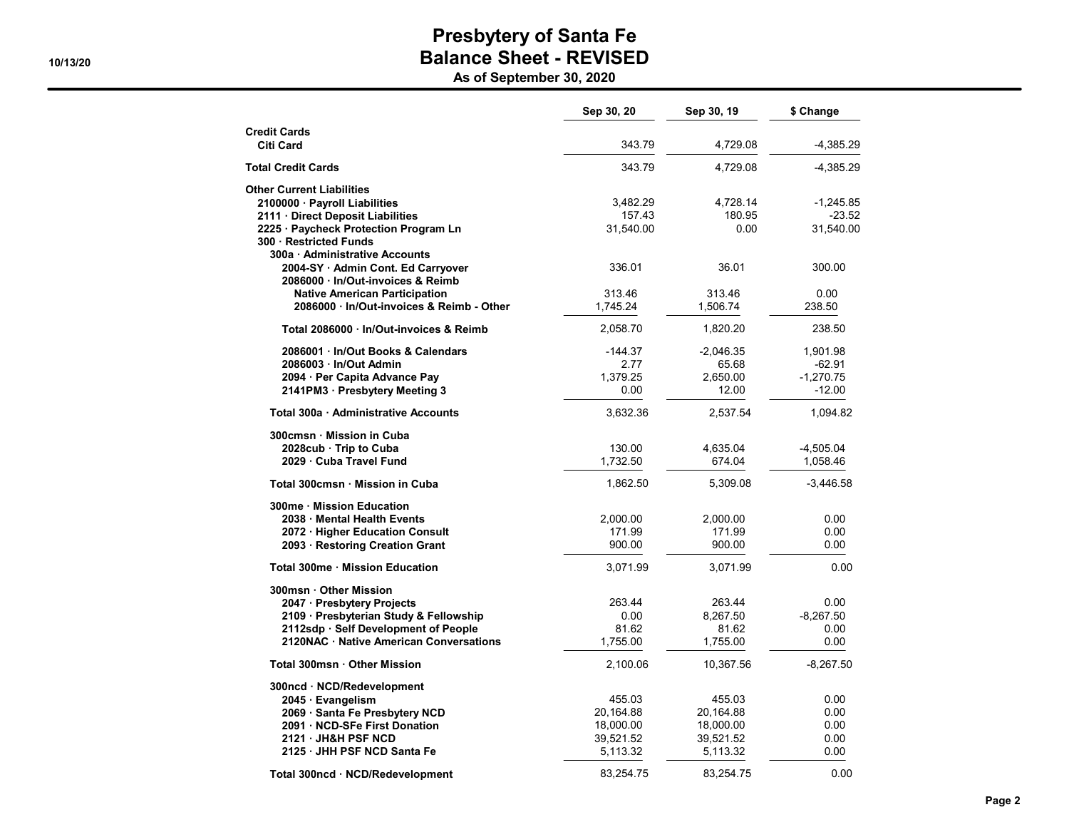# Presbytery of Santa Fe
## Balance Sheet - REVISED
### As of September 30, 2020

10/13/20

| | Sep 30, 20 | Sep 30, 19 | $ Change |
|---|---|---|---|
| **Credit Cards** | | | |
| **Citi Card** | 343.79 | 4,729.08 | -4,385.29 |
| **Total Credit Cards** | 343.79 | 4,729.08 | -4,385.29 |
| **Other Current Liabilities** | | | |
| **2100000 · Payroll Liabilities** | 3,482.29 | 4,728.14 | -1,245.85 |
| **2111 · Direct Deposit Liabilities** | 157.43 | 180.95 | -23.52 |
| **2225 · Paycheck Protection Program Ln** | 31,540.00 | 0.00 | 31,540.00 |
| **300 · Restricted Funds** | | | |
| **300a · Administrative Accounts** | | | |
| **2004-SY · Admin Cont. Ed Carryover** | 336.01 | 36.01 | 300.00 |
| **2086000 · In/Out-invoices & Reimb** | | | |
| **Native American Participation** | 313.46 | 313.46 | 0.00 |
| **2086000 · In/Out-invoices & Reimb - Other** | 1,745.24 | 1,506.74 | 238.50 |
| **Total 2086000 · In/Out-invoices & Reimb** | 2,058.70 | 1,820.20 | 238.50 |
| **2086001 · In/Out Books & Calendars** | -144.37 | -2,046.35 | 1,901.98 |
| **2086003 · In/Out Admin** | 2.77 | 65.68 | -62.91 |
| **2094 · Per Capita Advance Pay** | 1,379.25 | 2,650.00 | -1,270.75 |
| **2141PM3 · Presbytery Meeting 3** | 0.00 | 12.00 | -12.00 |
| **Total 300a · Administrative Accounts** | 3,632.36 | 2,537.54 | 1,094.82 |
| **300cmsn · Mission in Cuba** | | | |
| **2028cub · Trip to Cuba** | 130.00 | 4,635.04 | -4,505.04 |
| **2029 · Cuba Travel Fund** | 1,732.50 | 674.04 | 1,058.46 |
| **Total 300cmsn · Mission in Cuba** | 1,862.50 | 5,309.08 | -3,446.58 |
| **300me · Mission Education** | | | |
| **2038 · Mental Health Events** | 2,000.00 | 2,000.00 | 0.00 |
| **2072 · Higher Education Consult** | 171.99 | 171.99 | 0.00 |
| **2093 · Restoring Creation Grant** | 900.00 | 900.00 | 0.00 |
| **Total 300me · Mission Education** | 3,071.99 | 3,071.99 | 0.00 |
| **300msn · Other Mission** | | | |
| **2047 · Presbytery Projects** | 263.44 | 263.44 | 0.00 |
| **2109 · Presbyterian Study & Fellowship** | 0.00 | 8,267.50 | -8,267.50 |
| **2112sdp · Self Development of People** | 81.62 | 81.62 | 0.00 |
| **2120NAC · Native American Conversations** | 1,755.00 | 1,755.00 | 0.00 |
| **Total 300msn · Other Mission** | 2,100.06 | 10,367.56 | -8,267.50 |
| **300ncd · NCD/Redevelopment** | | | |
| **2045 · Evangelism** | 455.03 | 455.03 | 0.00 |
| **2069 · Santa Fe Presbytery NCD** | 20,164.88 | 20,164.88 | 0.00 |
| **2091 · NCD-SFe First Donation** | 18,000.00 | 18,000.00 | 0.00 |
| **2121 · JH&H PSF NCD** | 39,521.52 | 39,521.52 | 0.00 |
| **2125 · JHH PSF NCD Santa Fe** | 5,113.32 | 5,113.32 | 0.00 |
| **Total 300ncd · NCD/Redevelopment** | 83,254.75 | 83,254.75 | 0.00 |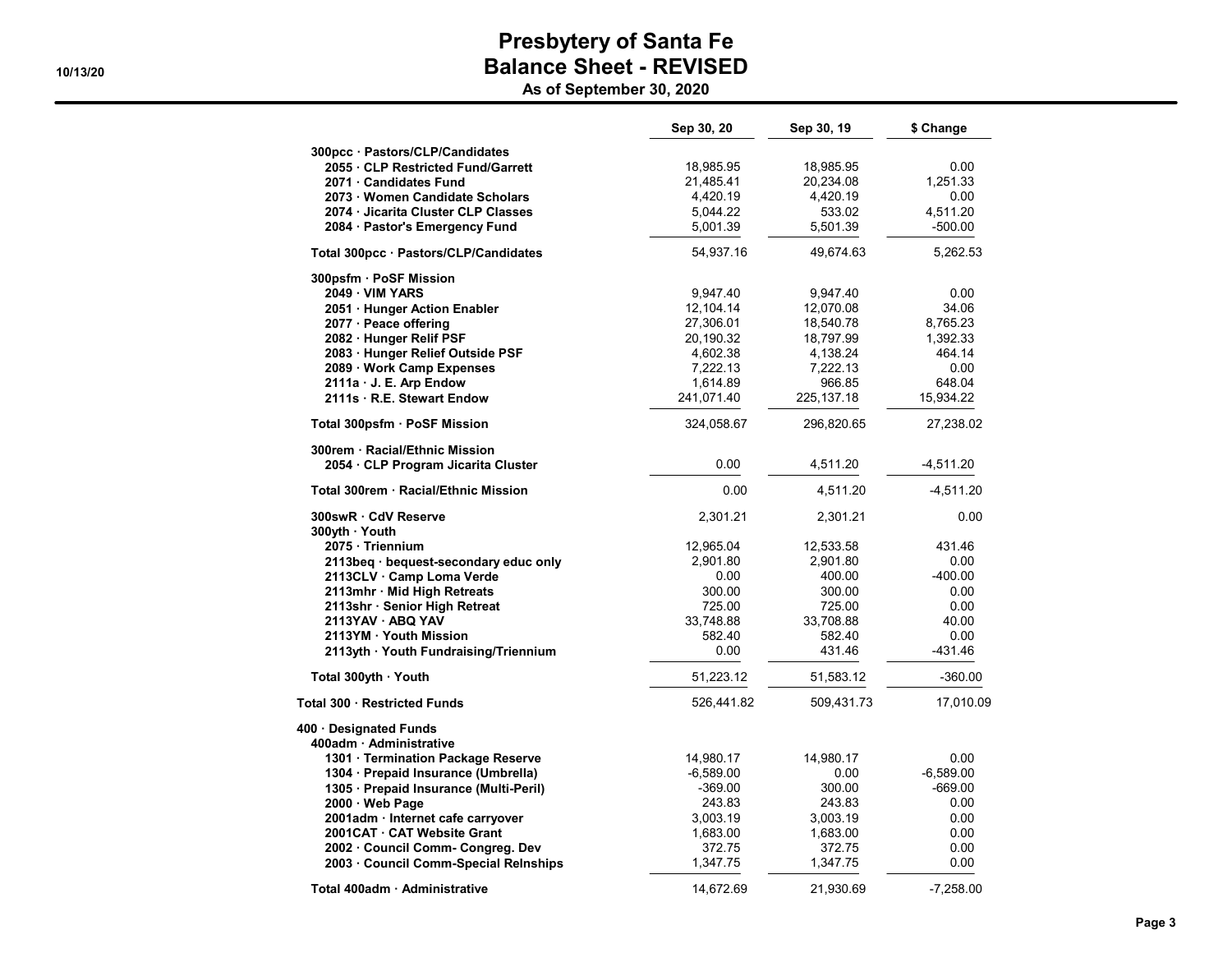# Presbytery of Santa Fe
## Balance Sheet - REVISED
### As of September 30, 2020

10/13/20

| | Sep 30, 20 | Sep 30, 19 | $ Change |
|---|---|---|---|
| 300pcc · Pastors/CLP/Candidates | | | |
| 2055 · CLP Restricted Fund/Garrett | 18,985.95 | 18,985.95 | 0.00 |
| 2071 · Candidates Fund | 21,485.41 | 20,234.08 | 1,251.33 |
| 2073 · Women Candidate Scholars | 4,420.19 | 4,420.19 | 0.00 |
| 2074 · Jicarita Cluster CLP Classes | 5,044.22 | 533.02 | 4,511.20 |
| 2084 · Pastor's Emergency Fund | 5,001.39 | 5,501.39 | -500.00 |
| Total 300pcc · Pastors/CLP/Candidates | 54,937.16 | 49,674.63 | 5,262.53 |
| 300psfm · PoSF Mission | | | |
| 2049 · VIM YARS | 9,947.40 | 9,947.40 | 0.00 |
| 2051 · Hunger Action Enabler | 12,104.14 | 12,070.08 | 34.06 |
| 2077 · Peace offering | 27,306.01 | 18,540.78 | 8,765.23 |
| 2082 · Hunger Relif PSF | 20,190.32 | 18,797.99 | 1,392.33 |
| 2083 · Hunger Relief Outside PSF | 4,602.38 | 4,138.24 | 464.14 |
| 2089 · Work Camp Expenses | 7,222.13 | 7,222.13 | 0.00 |
| 2111a · J. E. Arp Endow | 1,614.89 | 966.85 | 648.04 |
| 2111s · R.E. Stewart Endow | 241,071.40 | 225,137.18 | 15,934.22 |
| Total 300psfm · PoSF Mission | 324,058.67 | 296,820.65 | 27,238.02 |
| 300rem · Racial/Ethnic Mission | | | |
| 2054 · CLP Program Jicarita Cluster | 0.00 | 4,511.20 | -4,511.20 |
| Total 300rem · Racial/Ethnic Mission | 0.00 | 4,511.20 | -4,511.20 |
| 300swR · CdV Reserve | 2,301.21 | 2,301.21 | 0.00 |
| 300yth · Youth | | | |
| 2075 · Triennium | 12,965.04 | 12,533.58 | 431.46 |
| 2113beq · bequest-secondary educ only | 2,901.80 | 2,901.80 | 0.00 |
| 2113CLV · Camp Loma Verde | 0.00 | 400.00 | -400.00 |
| 2113mhr · Mid High Retreats | 300.00 | 300.00 | 0.00 |
| 2113shr · Senior High Retreat | 725.00 | 725.00 | 0.00 |
| 2113YAV · ABQ YAV | 33,748.88 | 33,708.88 | 40.00 |
| 2113YM · Youth Mission | 582.40 | 582.40 | 0.00 |
| 2113yth · Youth Fundraising/Triennium | 0.00 | 431.46 | -431.46 |
| Total 300yth · Youth | 51,223.12 | 51,583.12 | -360.00 |
| Total 300 · Restricted Funds | 526,441.82 | 509,431.73 | 17,010.09 |
| 400 · Designated Funds | | | |
| 400adm · Administrative | | | |
| 1301 · Termination Package Reserve | 14,980.17 | 14,980.17 | 0.00 |
| 1304 · Prepaid Insurance (Umbrella) | -6,589.00 | 0.00 | -6,589.00 |
| 1305 · Prepaid Insurance (Multi-Peril) | -369.00 | 300.00 | -669.00 |
| 2000 · Web Page | 243.83 | 243.83 | 0.00 |
| 2001adm · Internet cafe carryover | 3,003.19 | 3,003.19 | 0.00 |
| 2001CAT · CAT Website Grant | 1,683.00 | 1,683.00 | 0.00 |
| 2002 · Council Comm- Congreg. Dev | 372.75 | 372.75 | 0.00 |
| 2003 · Council Comm-Special Relnships | 1,347.75 | 1,347.75 | 0.00 |
| Total 400adm · Administrative | 14,672.69 | 21,930.69 | -7,258.00 |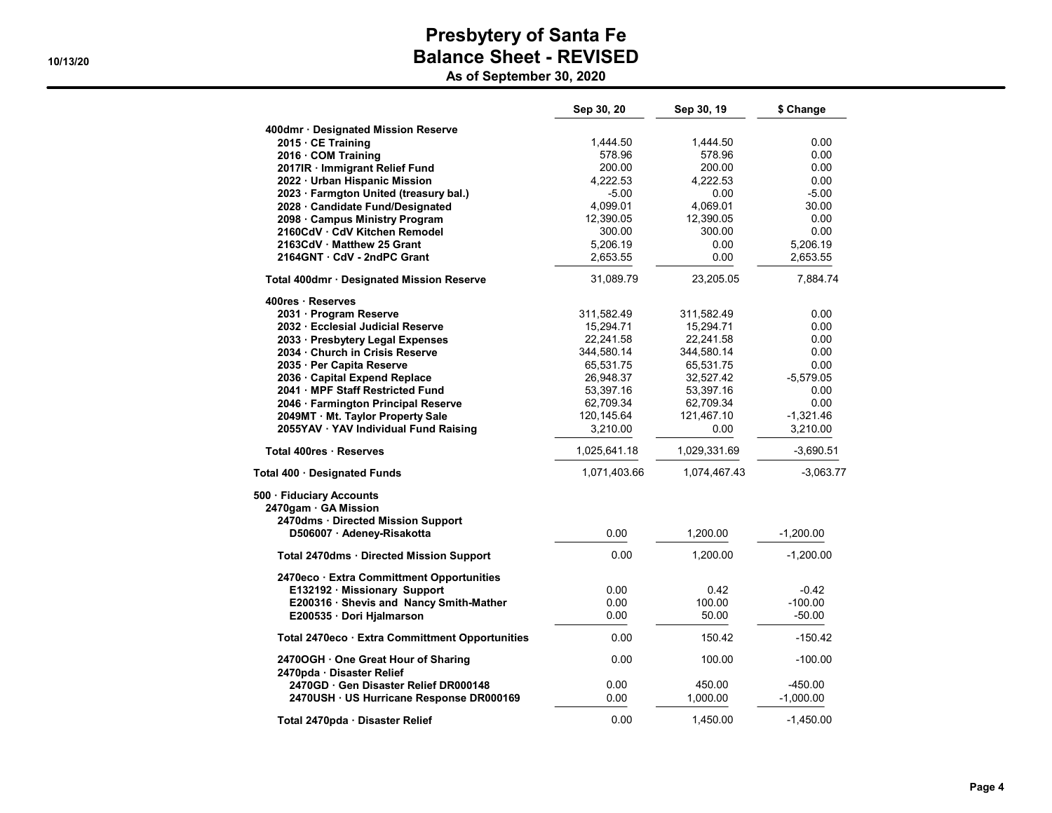# Presbytery of Santa Fe
## Balance Sheet - REVISED
### As of September 30, 2020

10/13/20

| | Sep 30, 20 | Sep 30, 19 | $ Change |
|---|---|---|---|
| **400dmr · Designated Mission Reserve** | | | |
| **2015 · CE Training** | 1,444.50 | 1,444.50 | 0.00 |
| **2016 · COM Training** | 578.96 | 578.96 | 0.00 |
| **2017IR · Immigrant Relief Fund** | 200.00 | 200.00 | 0.00 |
| **2022 · Urban Hispanic Mission** | 4,222.53 | 4,222.53 | 0.00 |
| **2023 · Farmgton United (treasury bal.)** | -5.00 | 0.00 | -5.00 |
| **2028 · Candidate Fund/Designated** | 4,099.01 | 4,069.01 | 30.00 |
| **2098 · Campus Ministry Program** | 12,390.05 | 12,390.05 | 0.00 |
| **2160CdV · CdV Kitchen Remodel** | 300.00 | 300.00 | 0.00 |
| **2163CdV · Matthew 25 Grant** | 5,206.19 | 0.00 | 5,206.19 |
| **2164GNT · CdV - 2ndPC Grant** | 2,653.55 | 0.00 | 2,653.55 |
| **Total 400dmr · Designated Mission Reserve** | 31,089.79 | 23,205.05 | 7,884.74 |
| **400res · Reserves** | | | |
| **2031 · Program Reserve** | 311,582.49 | 311,582.49 | 0.00 |
| **2032 · Ecclesial Judicial Reserve** | 15,294.71 | 15,294.71 | 0.00 |
| **2033 · Presbytery Legal Expenses** | 22,241.58 | 22,241.58 | 0.00 |
| **2034 · Church in Crisis Reserve** | 344,580.14 | 344,580.14 | 0.00 |
| **2035 · Per Capita Reserve** | 65,531.75 | 65,531.75 | 0.00 |
| **2036 · Capital Expend Replace** | 26,948.37 | 32,527.42 | -5,579.05 |
| **2041 · MPF Staff Restricted Fund** | 53,397.16 | 53,397.16 | 0.00 |
| **2046 · Farmington Principal Reserve** | 62,709.34 | 62,709.34 | 0.00 |
| **2049MT · Mt. Taylor Property Sale** | 120,145.64 | 121,467.10 | -1,321.46 |
| **2055YAV · YAV Individual Fund Raising** | 3,210.00 | 0.00 | 3,210.00 |
| **Total 400res · Reserves** | 1,025,641.18 | 1,029,331.69 | -3,690.51 |
| **Total 400 · Designated Funds** | 1,071,403.66 | 1,074,467.43 | -3,063.77 |
| **500 · Fiduciary Accounts** | | | |
| **2470gam · GA Mission** | | | |
| **2470dms · Directed Mission Support** | | | |
| **D506007 · Adeney-Risakotta** | 0.00 | 1,200.00 | -1,200.00 |
| **Total 2470dms · Directed Mission Support** | 0.00 | 1,200.00 | -1,200.00 |
| **2470eco · Extra Committment Opportunities** | | | |
| **E132192 · Missionary Support** | 0.00 | 0.42 | -0.42 |
| **E200316 · Shevis and Nancy Smith-Mather** | 0.00 | 100.00 | -100.00 |
| **E200535 · Dori Hjalmarson** | 0.00 | 50.00 | -50.00 |
| **Total 2470eco · Extra Committment Opportunities** | 0.00 | 150.42 | -150.42 |
| **2470OGH · One Great Hour of Sharing** | 0.00 | 100.00 | -100.00 |
| **2470pda · Disaster Relief** | | | |
| **2470GD · Gen Disaster Relief DR000148** | 0.00 | 450.00 | -450.00 |
| **2470USH · US Hurricane Response DR000169** | 0.00 | 1,000.00 | -1,000.00 |
| **Total 2470pda · Disaster Relief** | 0.00 | 1,450.00 | -1,450.00 |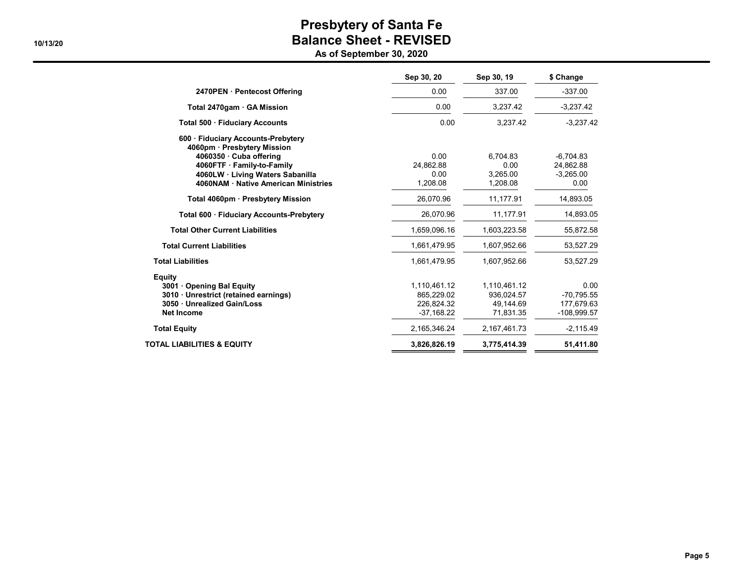# Presbytery of Santa Fe
## Balance Sheet - REVISED
### As of September 30, 2020

| | Sep 30, 20 | Sep 30, 19 | $ Change |
|---|---|---|---|
| 2470PEN · Pentecost Offering | 0.00 | 337.00 | -337.00 |
| Total 2470gam · GA Mission | 0.00 | 3,237.42 | -3,237.42 |
| Total 500 · Fiduciary Accounts | 0.00 | 3,237.42 | -3,237.42 |
| 600 · Fiduciary Accounts-Prebytery | | | |
| 4060pm · Presbytery Mission | | | |
| 4060350 · Cuba offering | 0.00 | 6,704.83 | -6,704.83 |
| 4060FTF · Family-to-Family | 24,862.88 | 0.00 | 24,862.88 |
| 4060LW · Living Waters Sabanilla | 0.00 | 3,265.00 | -3,265.00 |
| 4060NAM · Native American Ministries | 1,208.08 | 1,208.08 | 0.00 |
| Total 4060pm · Presbytery Mission | 26,070.96 | 11,177.91 | 14,893.05 |
| Total 600 · Fiduciary Accounts-Prebytery | 26,070.96 | 11,177.91 | 14,893.05 |
| Total Other Current Liabilities | 1,659,096.16 | 1,603,223.58 | 55,872.58 |
| Total Current Liabilities | 1,661,479.95 | 1,607,952.66 | 53,527.29 |
| Total Liabilities | 1,661,479.95 | 1,607,952.66 | 53,527.29 |
| Equity | | | |
| 3001 · Opening Bal Equity | 1,110,461.12 | 1,110,461.12 | 0.00 |
| 3010 · Unrestrict (retained earnings) | 865,229.02 | 936,024.57 | -70,795.55 |
| 3050 · Unrealized Gain/Loss | 226,824.32 | 49,144.69 | 177,679.63 |
| Net Income | -37,168.22 | 71,831.35 | -108,999.57 |
| Total Equity | 2,165,346.24 | 2,167,461.73 | -2,115.49 |
| **TOTAL LIABILITIES & EQUITY** | **3,826,826.19** | **3,775,414.39** | **51,411.80** |